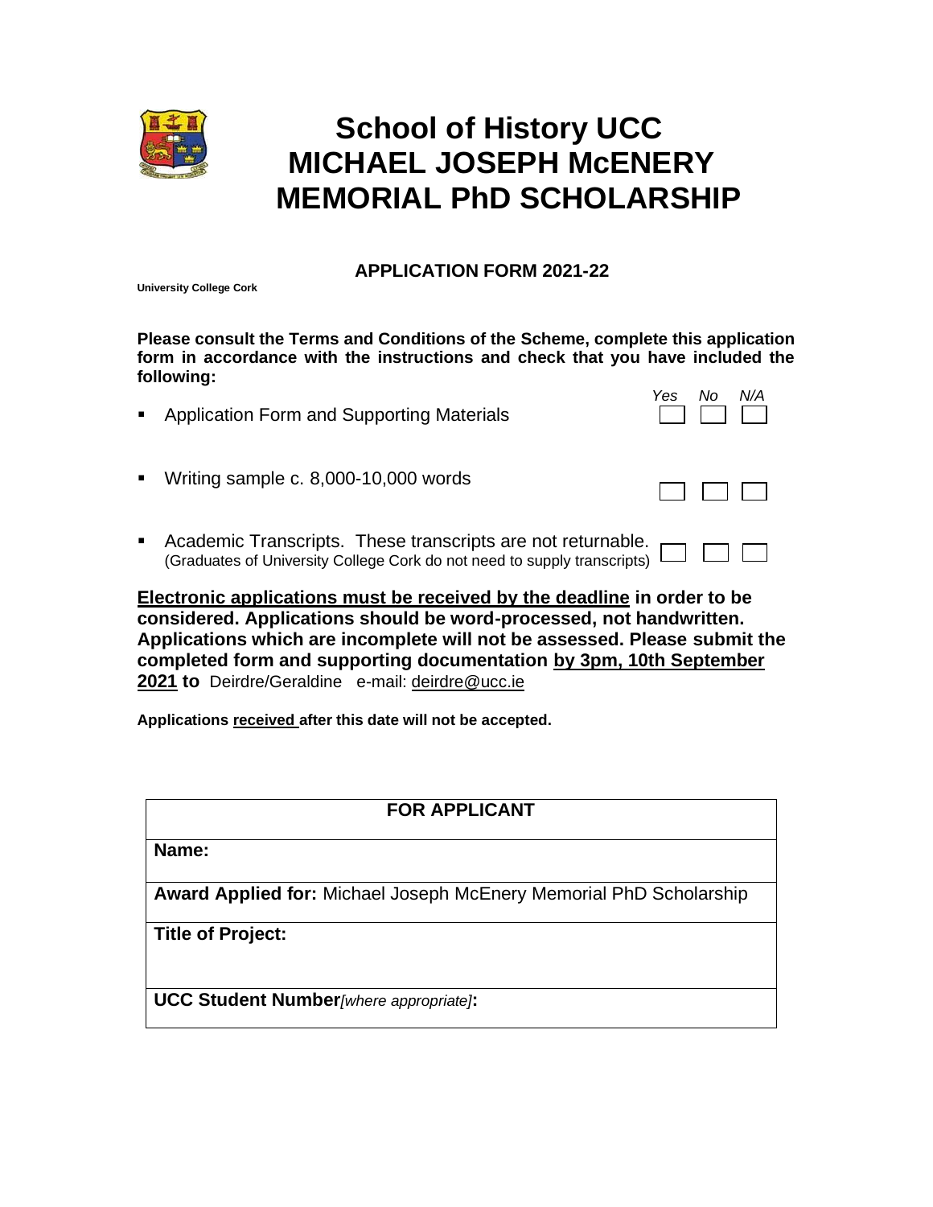# School of History UCC
# MICHAEL JOSEPH McENERY MEMORIAL PhD SCHOLARSHIP

## APPLICATION FORM 2021-22

**University College Cork**

**Please consult the Terms and Conditions of the Scheme, complete this application form in accordance with the instructions and check that you have included the following:**

| | *Yes* | *No* | *N/A* |
|---|---|---|---|
| ▪ Application Form and Supporting Materials | ☐ | ☐ | ☐ |
| ▪ Writing sample c. 8,000-10,000 words | ☐ | ☐ | ☐ |
| ▪ Academic Transcripts. These transcripts are not returnable. (Graduates of University College Cork do not need to supply transcripts) | ☐ | ☐ | ☐ |

**<u>Electronic applications must be received by the deadline</u> in order to be considered. Applications should be word-processed, not handwritten. Applications which are incomplete will not be assessed. Please submit the completed form and supporting documentation <u>by 3pm, 10th September 2021</u> to** Deirdre/Geraldine e-mail: deirdre@ucc.ie

**Applications <u>received</u> after this date will not be accepted.**

| FOR APPLICANT |
|---|
| **Name:** |
| **Award Applied for:** Michael Joseph McEnery Memorial PhD Scholarship |
| **Title of Project:** |
| **UCC Student Number***[where appropriate]***:** |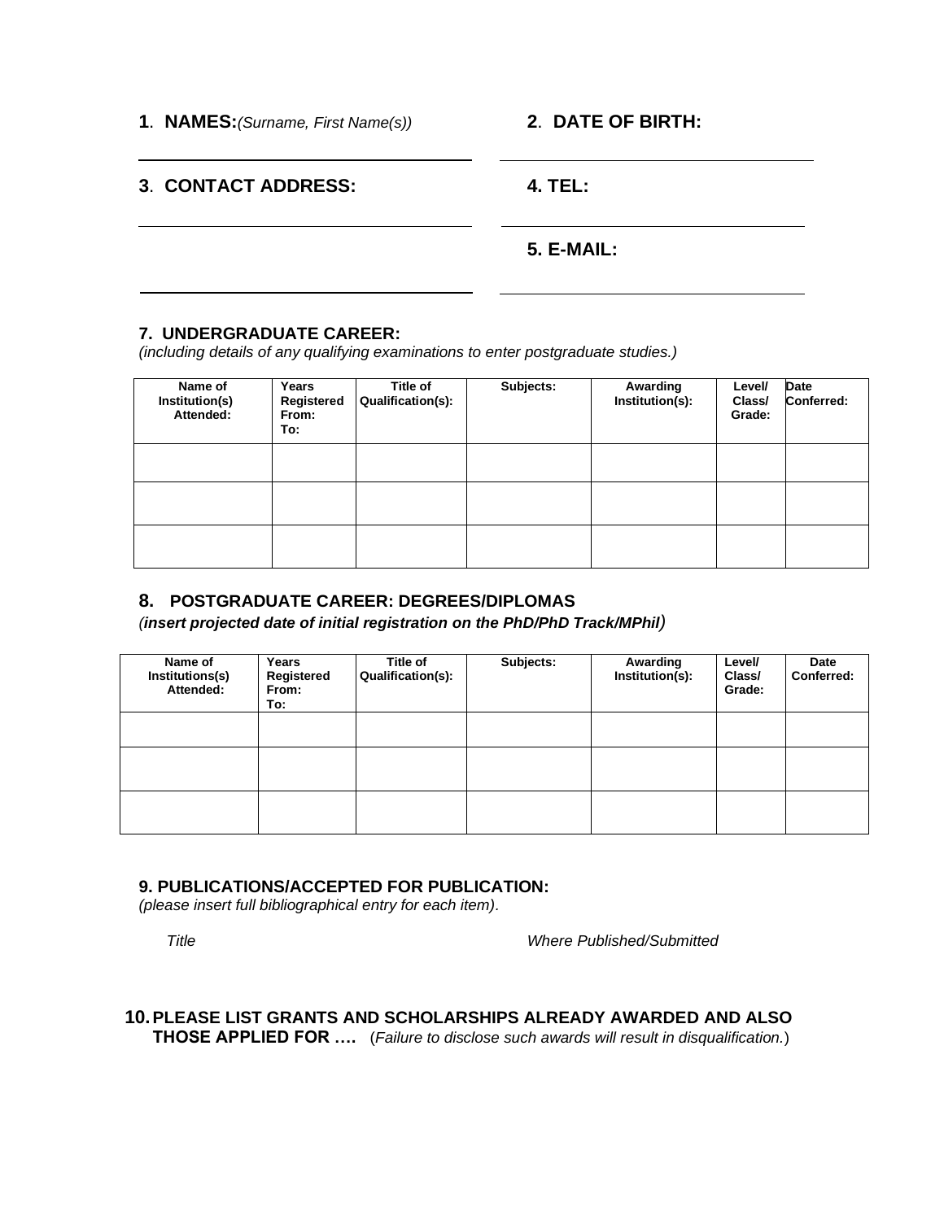**1**. **NAMES:** *(Surname, First Name(s))*

**2**. **DATE OF BIRTH:**

**3**. **CONTACT ADDRESS:**

**4. TEL:**

**5. E-MAIL:**

### 7. UNDERGRADUATE CAREER:

*(including details of any qualifying examinations to enter postgraduate studies.)*

| Name of Institution(s) Attended: | Years Registered From: To: | Title of Qualification(s): | Subjects: | Awarding Institution(s): | Level/ Class/ Grade: | Date Conferred: |
|---|---|---|---|---|---|---|
| | | | | | | |
| | | | | | | |
| | | | | | | |

### 8. POSTGRADUATE CAREER: DEGREES/DIPLOMAS

*(**insert projected date of initial registration on the PhD/PhD Track/MPhil**)*

| Name of Institutions(s) Attended: | Years Registered From: To: | Title of Qualification(s): | Subjects: | Awarding Institution(s): | Level/ Class/ Grade: | Date Conferred: |
|---|---|---|---|---|---|---|
| | | | | | | |
| | | | | | | |
| | | | | | | |

### 9. PUBLICATIONS/ACCEPTED FOR PUBLICATION:

*(please insert full bibliographical entry for each item).*

*Title* *Where Published/Submitted*

### 10. PLEASE LIST GRANTS AND SCHOLARSHIPS ALREADY AWARDED AND ALSO THOSE APPLIED FOR ….

(*Failure to disclose such awards will result in disqualification.*)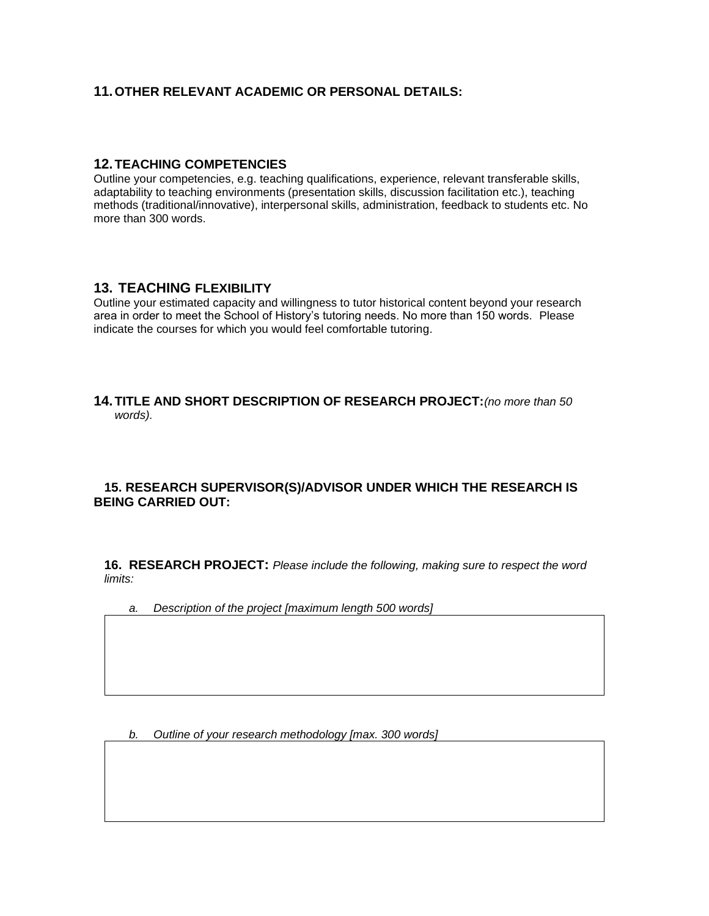## 11. OTHER RELEVANT ACADEMIC OR PERSONAL DETAILS:

## 12. TEACHING COMPETENCIES

Outline your competencies, e.g. teaching qualifications, experience, relevant transferable skills, adaptability to teaching environments (presentation skills, discussion facilitation etc.), teaching methods (traditional/innovative), interpersonal skills, administration, feedback to students etc. No more than 300 words.

## 13. TEACHING FLEXIBILITY

Outline your estimated capacity and willingness to tutor historical content beyond your research area in order to meet the School of History's tutoring needs. No more than 150 words. Please indicate the courses for which you would feel comfortable tutoring.

## 14. TITLE AND SHORT DESCRIPTION OF RESEARCH PROJECT: *(no more than 50 words).*

## 15. RESEARCH SUPERVISOR(S)/ADVISOR UNDER WHICH THE RESEARCH IS BEING CARRIED OUT:

**16. RESEARCH PROJECT:** *Please include the following, making sure to respect the word limits:*

*a. Description of the project [maximum length 500 words]*

| |
|---|
| |

*b. Outline of your research methodology [max. 300 words]*

| |
|---|
| |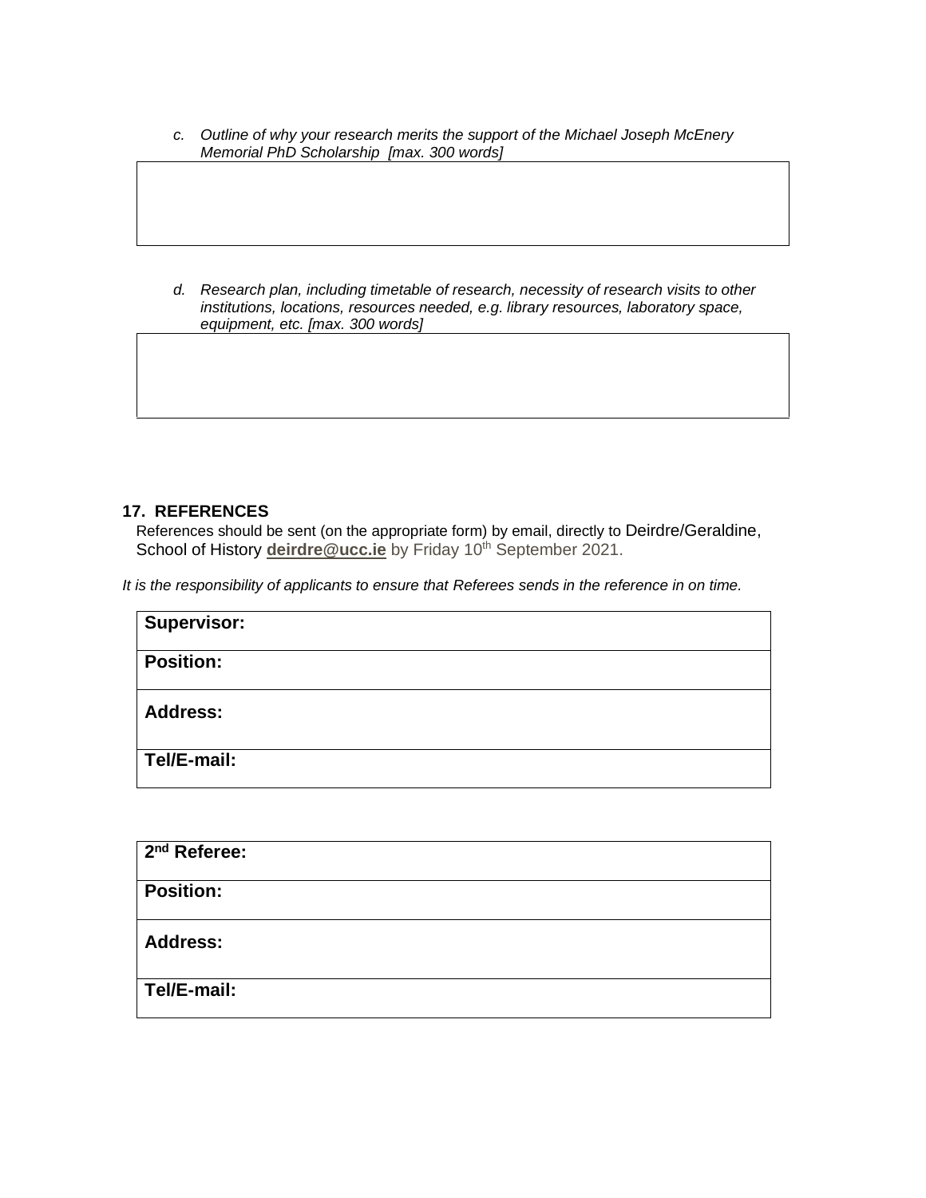c. *Outline of why your research merits the support of the Michael Joseph McEnery Memorial PhD Scholarship [max. 300 words]*

| |
|---|
| |

d. *Research plan, including timetable of research, necessity of research visits to other institutions, locations, resources needed, e.g. library resources, laboratory space, equipment, etc. [max. 300 words]*

| |
|---|
| |

## 17. REFERENCES

References should be sent (on the appropriate form) by email, directly to Deirdre/Geraldine, School of History **deirdre@ucc.ie** by Friday 10th September 2021.

*It is the responsibility of applicants to ensure that Referees sends in the reference in on time.*

| **Supervisor:** |
|---|
| **Position:** |
| **Address:** |
| **Tel/E-mail:** |

| **2nd Referee:** |
|---|
| **Position:** |
| **Address:** |
| **Tel/E-mail:** |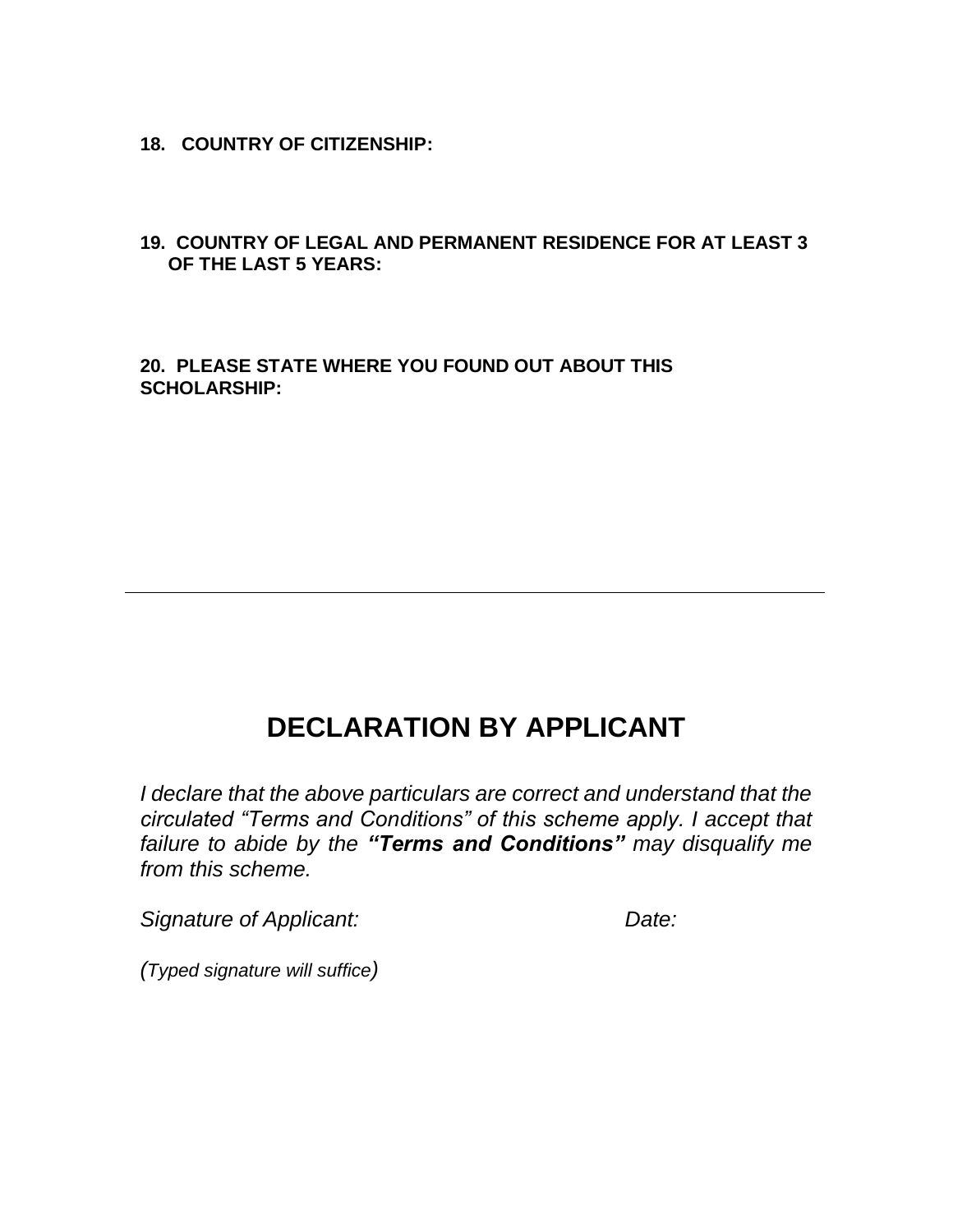**18. COUNTRY OF CITIZENSHIP:**

**19. COUNTRY OF LEGAL AND PERMANENT RESIDENCE FOR AT LEAST 3 OF THE LAST 5 YEARS:**

**20. PLEASE STATE WHERE YOU FOUND OUT ABOUT THIS SCHOLARSHIP:**

---

# DECLARATION BY APPLICANT

*I declare that the above particulars are correct and understand that the circulated "Terms and Conditions" of this scheme apply. I accept that failure to abide by the **"Terms and Conditions"** may disqualify me from this scheme.*

*Signature of Applicant:* *Date:*

*(Typed signature will suffice)*